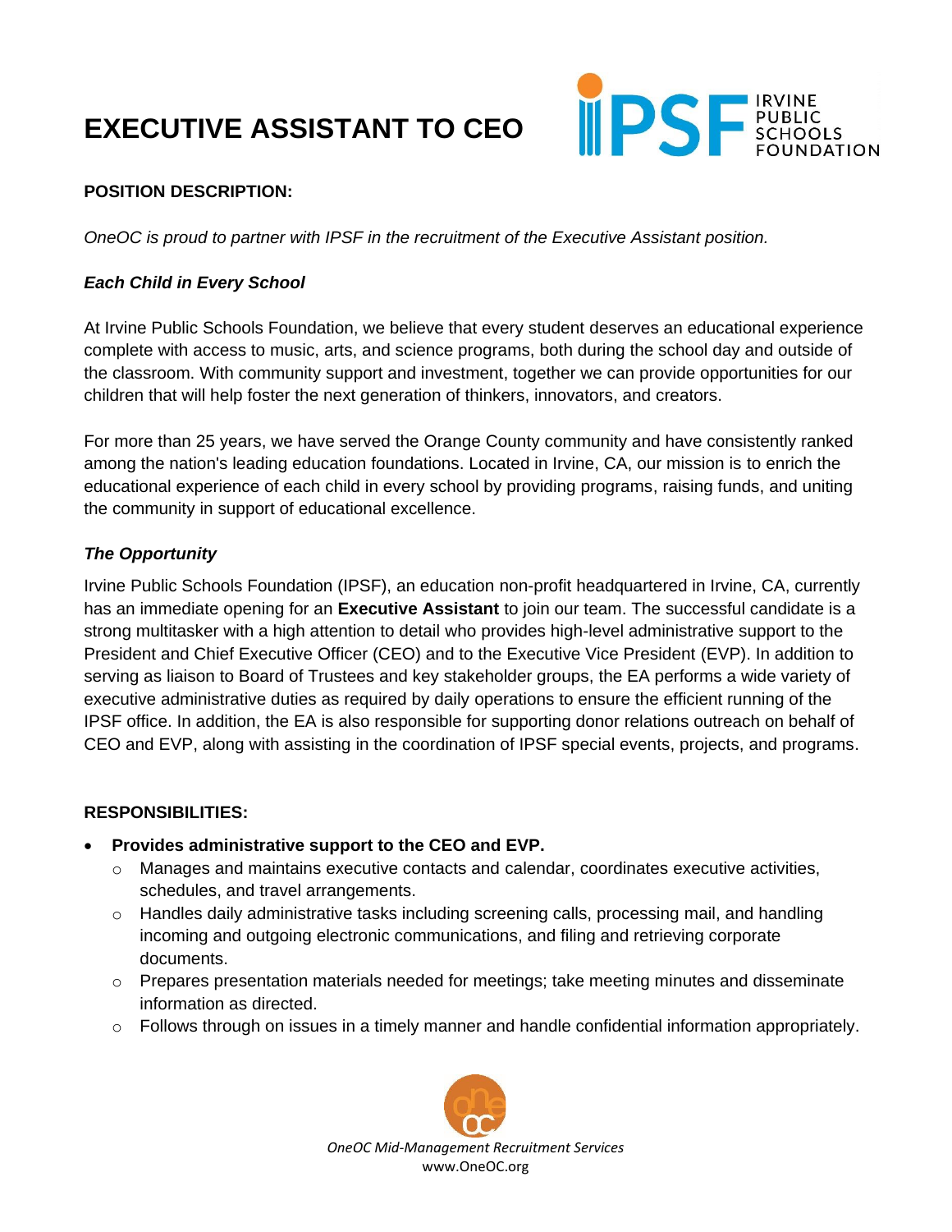# EXECUTIVE ASSISTANT TO CEO

IPSF IRVINE PUBLIC SCHOOLS FOUNDATION

**POSITION DESCRIPTION:**

*OneOC is proud to partner with IPSF in the recruitment of the Executive Assistant position.*

***Each Child in Every School***

At Irvine Public Schools Foundation, we believe that every student deserves an educational experience complete with access to music, arts, and science programs, both during the school day and outside of the classroom. With community support and investment, together we can provide opportunities for our children that will help foster the next generation of thinkers, innovators, and creators.

For more than 25 years, we have served the Orange County community and have consistently ranked among the nation's leading education foundations. Located in Irvine, CA, our mission is to enrich the educational experience of each child in every school by providing programs, raising funds, and uniting the community in support of educational excellence.

***The Opportunity***

Irvine Public Schools Foundation (IPSF), an education non-profit headquartered in Irvine, CA, currently has an immediate opening for an **Executive Assistant** to join our team. The successful candidate is a strong multitasker with a high attention to detail who provides high-level administrative support to the President and Chief Executive Officer (CEO) and to the Executive Vice President (EVP). In addition to serving as liaison to Board of Trustees and key stakeholder groups, the EA performs a wide variety of executive administrative duties as required by daily operations to ensure the efficient running of the IPSF office. In addition, the EA is also responsible for supporting donor relations outreach on behalf of CEO and EVP, along with assisting in the coordination of IPSF special events, projects, and programs.

**RESPONSIBILITIES:**

- **Provides administrative support to the CEO and EVP.**
  - Manages and maintains executive contacts and calendar, coordinates executive activities, schedules, and travel arrangements.
  - Handles daily administrative tasks including screening calls, processing mail, and handling incoming and outgoing electronic communications, and filing and retrieving corporate documents.
  - Prepares presentation materials needed for meetings; take meeting minutes and disseminate information as directed.
  - Follows through on issues in a timely manner and handle confidential information appropriately.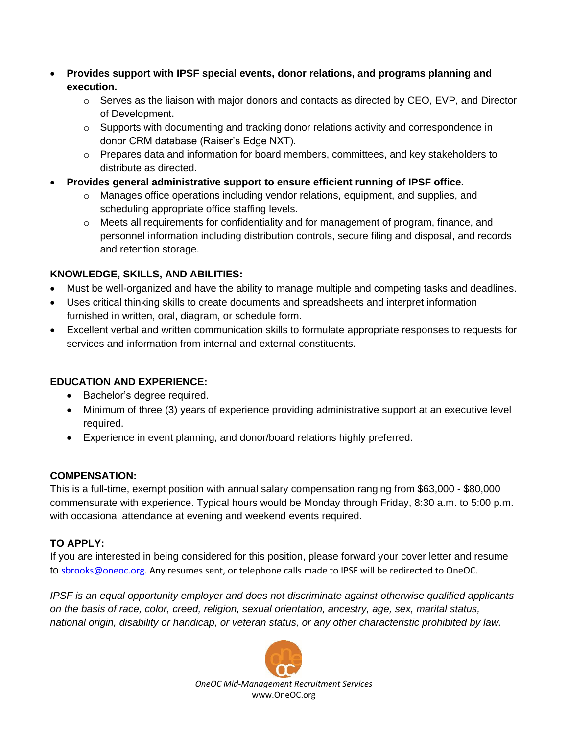- **Provides support with IPSF special events, donor relations, and programs planning and execution.**
    - Serves as the liaison with major donors and contacts as directed by CEO, EVP, and Director of Development.
    - Supports with documenting and tracking donor relations activity and correspondence in donor CRM database (Raiser's Edge NXT).
    - Prepares data and information for board members, committees, and key stakeholders to distribute as directed.
- **Provides general administrative support to ensure efficient running of IPSF office.**
    - Manages office operations including vendor relations, equipment, and supplies, and scheduling appropriate office staffing levels.
    - Meets all requirements for confidentiality and for management of program, finance, and personnel information including distribution controls, secure filing and disposal, and records and retention storage.

**KNOWLEDGE, SKILLS, AND ABILITIES:**

- Must be well-organized and have the ability to manage multiple and competing tasks and deadlines.
- Uses critical thinking skills to create documents and spreadsheets and interpret information furnished in written, oral, diagram, or schedule form.
- Excellent verbal and written communication skills to formulate appropriate responses to requests for services and information from internal and external constituents.

**EDUCATION AND EXPERIENCE:**

- Bachelor's degree required.
- Minimum of three (3) years of experience providing administrative support at an executive level required.
- Experience in event planning, and donor/board relations highly preferred.

**COMPENSATION:**

This is a full-time, exempt position with annual salary compensation ranging from $63,000 - $80,000 commensurate with experience. Typical hours would be Monday through Friday, 8:30 a.m. to 5:00 p.m. with occasional attendance at evening and weekend events required.

**TO APPLY:**

If you are interested in being considered for this position, please forward your cover letter and resume to sbrooks@oneoc.org. Any resumes sent, or telephone calls made to IPSF will be redirected to OneOC.

*IPSF is an equal opportunity employer and does not discriminate against otherwise qualified applicants on the basis of race, color, creed, religion, sexual orientation, ancestry, age, sex, marital status, national origin, disability or handicap, or veteran status, or any other characteristic prohibited by law.*

*OneOC Mid-Management Recruitment Services*
www.OneOC.org